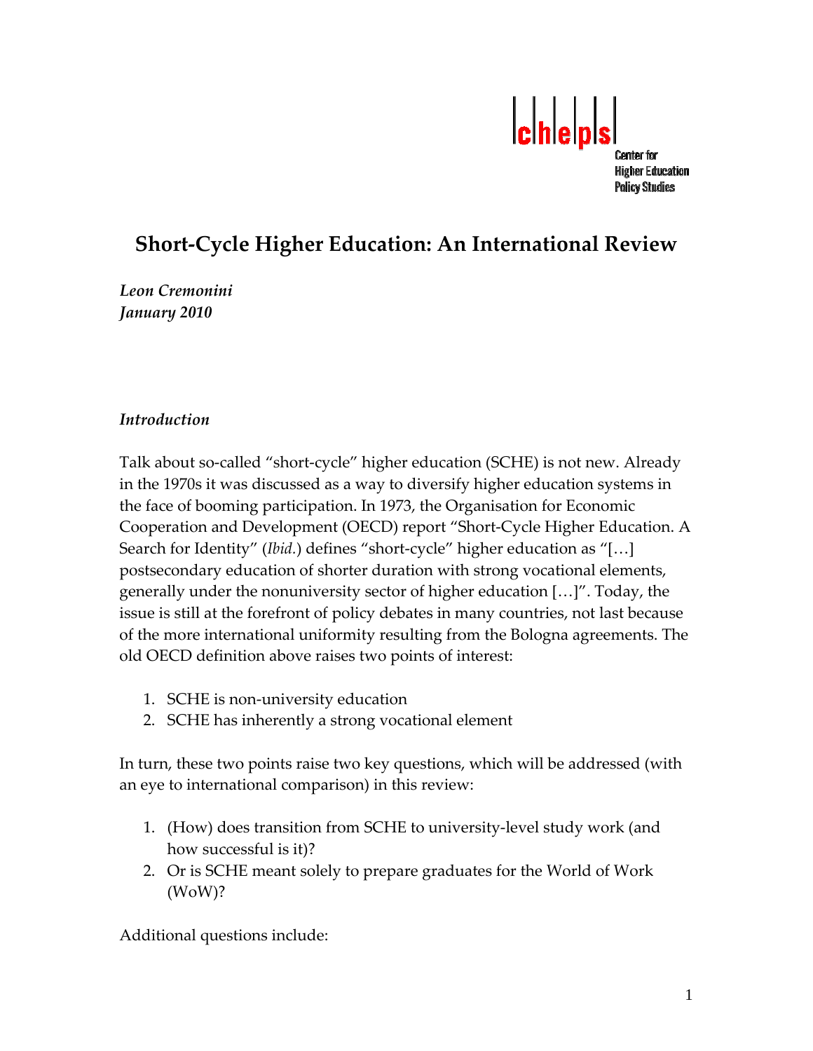cheps
Center for Higher Education Policy Studies

# Short-Cycle Higher Education: An International Review

*Leon Cremonini*
*January 2010*

## *Introduction*

Talk about so-called "short-cycle" higher education (SCHE) is not new. Already in the 1970s it was discussed as a way to diversify higher education systems in the face of booming participation. In 1973, the Organisation for Economic Cooperation and Development (OECD) report "Short-Cycle Higher Education. A Search for Identity" (*Ibid.*) defines "short-cycle" higher education as "[…] postsecondary education of shorter duration with strong vocational elements, generally under the nonuniversity sector of higher education […]". Today, the issue is still at the forefront of policy debates in many countries, not last because of the more international uniformity resulting from the Bologna agreements. The old OECD definition above raises two points of interest:

1. SCHE is non-university education
2. SCHE has inherently a strong vocational element

In turn, these two points raise two key questions, which will be addressed (with an eye to international comparison) in this review:

1. (How) does transition from SCHE to university-level study work (and how successful is it)?
2. Or is SCHE meant solely to prepare graduates for the World of Work (WoW)?

Additional questions include: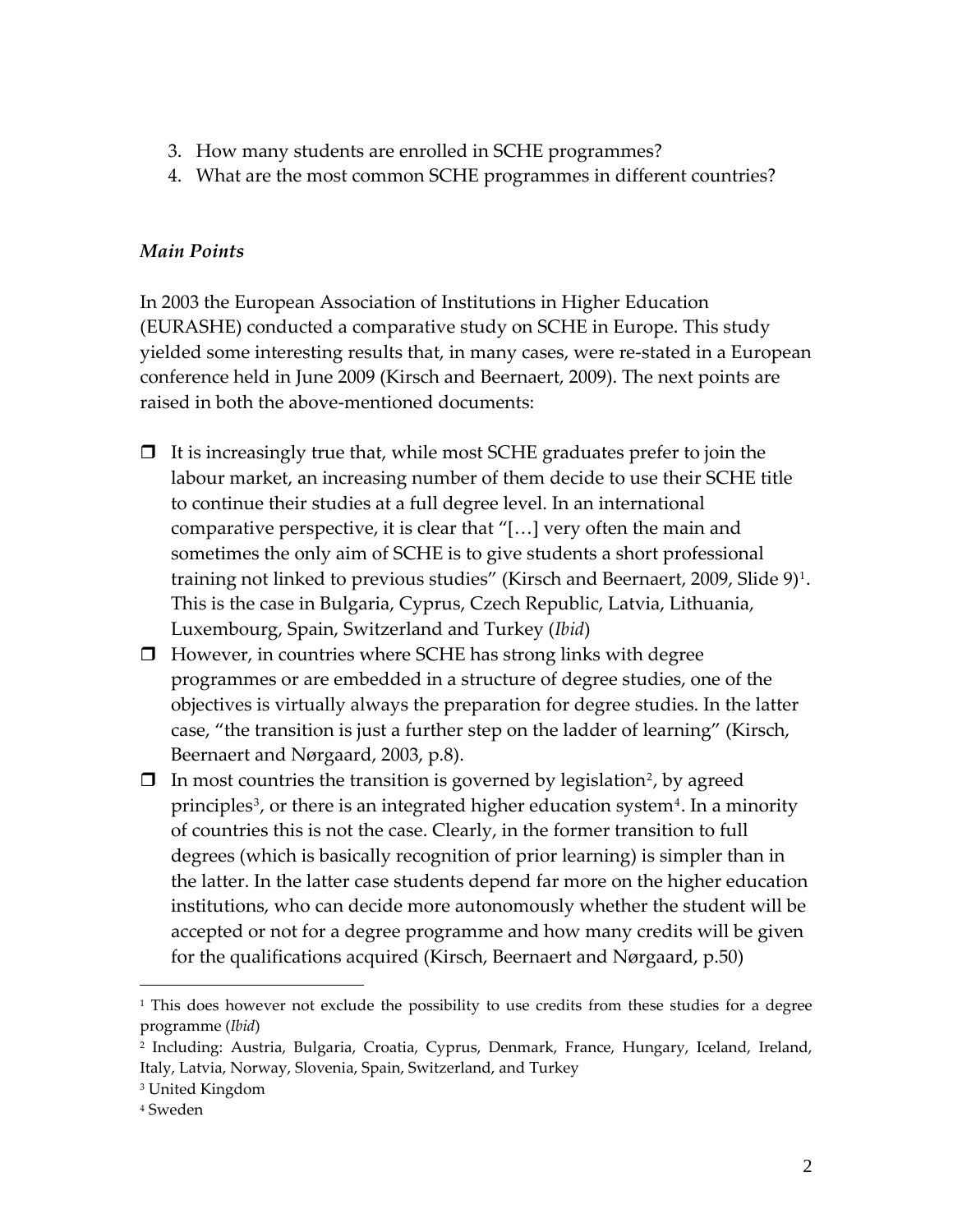3. How many students are enrolled in SCHE programmes?
4. What are the most common SCHE programmes in different countries?

### *Main Points*

In 2003 the European Association of Institutions in Higher Education (EURASHE) conducted a comparative study on SCHE in Europe. This study yielded some interesting results that, in many cases, were re-stated in a European conference held in June 2009 (Kirsch and Beernaert, 2009). The next points are raised in both the above-mentioned documents:

- It is increasingly true that, while most SCHE graduates prefer to join the labour market, an increasing number of them decide to use their SCHE title to continue their studies at a full degree level. In an international comparative perspective, it is clear that "[…] very often the main and sometimes the only aim of SCHE is to give students a short professional training not linked to previous studies" (Kirsch and Beernaert, 2009, Slide 9)[1]. This is the case in Bulgaria, Cyprus, Czech Republic, Latvia, Lithuania, Luxembourg, Spain, Switzerland and Turkey (*Ibid*)
- However, in countries where SCHE has strong links with degree programmes or are embedded in a structure of degree studies, one of the objectives is virtually always the preparation for degree studies. In the latter case, "the transition is just a further step on the ladder of learning" (Kirsch, Beernaert and Nørgaard, 2003, p.8).
- In most countries the transition is governed by legislation[2], by agreed principles[3], or there is an integrated higher education system[4]. In a minority of countries this is not the case. Clearly, in the former transition to full degrees (which is basically recognition of prior learning) is simpler than in the latter. In the latter case students depend far more on the higher education institutions, who can decide more autonomously whether the student will be accepted or not for a degree programme and how many credits will be given for the qualifications acquired (Kirsch, Beernaert and Nørgaard, p.50)

---

[1] This does however not exclude the possibility to use credits from these studies for a degree programme (*Ibid*)

[2] Including: Austria, Bulgaria, Croatia, Cyprus, Denmark, France, Hungary, Iceland, Ireland, Italy, Latvia, Norway, Slovenia, Spain, Switzerland, and Turkey

[3] United Kingdom

[4] Sweden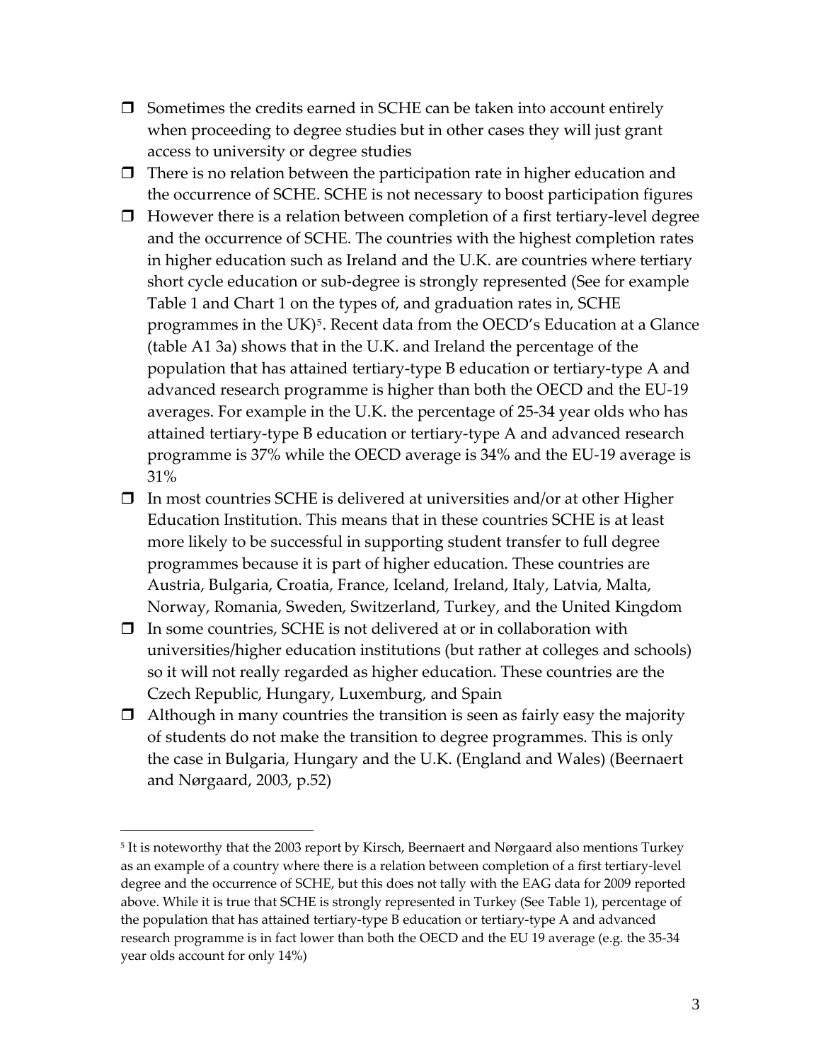- Sometimes the credits earned in SCHE can be taken into account entirely when proceeding to degree studies but in other cases they will just grant access to university or degree studies
- There is no relation between the participation rate in higher education and the occurrence of SCHE. SCHE is not necessary to boost participation figures
- However there is a relation between completion of a first tertiary-level degree and the occurrence of SCHE. The countries with the highest completion rates in higher education such as Ireland and the U.K. are countries where tertiary short cycle education or sub-degree is strongly represented (See for example Table 1 and Chart 1 on the types of, and graduation rates in, SCHE programmes in the UK)[5]. Recent data from the OECD's Education at a Glance (table A1 3a) shows that in the U.K. and Ireland the percentage of the population that has attained tertiary-type B education or tertiary-type A and advanced research programme is higher than both the OECD and the EU-19 averages. For example in the U.K. the percentage of 25-34 year olds who has attained tertiary-type B education or tertiary-type A and advanced research programme is 37% while the OECD average is 34% and the EU-19 average is 31%
- In most countries SCHE is delivered at universities and/or at other Higher Education Institution. This means that in these countries SCHE is at least more likely to be successful in supporting student transfer to full degree programmes because it is part of higher education. These countries are Austria, Bulgaria, Croatia, France, Iceland, Ireland, Italy, Latvia, Malta, Norway, Romania, Sweden, Switzerland, Turkey, and the United Kingdom
- In some countries, SCHE is not delivered at or in collaboration with universities/higher education institutions (but rather at colleges and schools) so it will not really regarded as higher education. These countries are the Czech Republic, Hungary, Luxemburg, and Spain
- Although in many countries the transition is seen as fairly easy the majority of students do not make the transition to degree programmes. This is only the case in Bulgaria, Hungary and the U.K. (England and Wales) (Beernaert and Nørgaard, 2003, p.52)

---

[5] It is noteworthy that the 2003 report by Kirsch, Beernaert and Nørgaard also mentions Turkey as an example of a country where there is a relation between completion of a first tertiary-level degree and the occurrence of SCHE, but this does not tally with the EAG data for 2009 reported above. While it is true that SCHE is strongly represented in Turkey (See Table 1), percentage of the population that has attained tertiary-type B education or tertiary-type A and advanced research programme is in fact lower than both the OECD and the EU 19 average (e.g. the 35-34 year olds account for only 14%)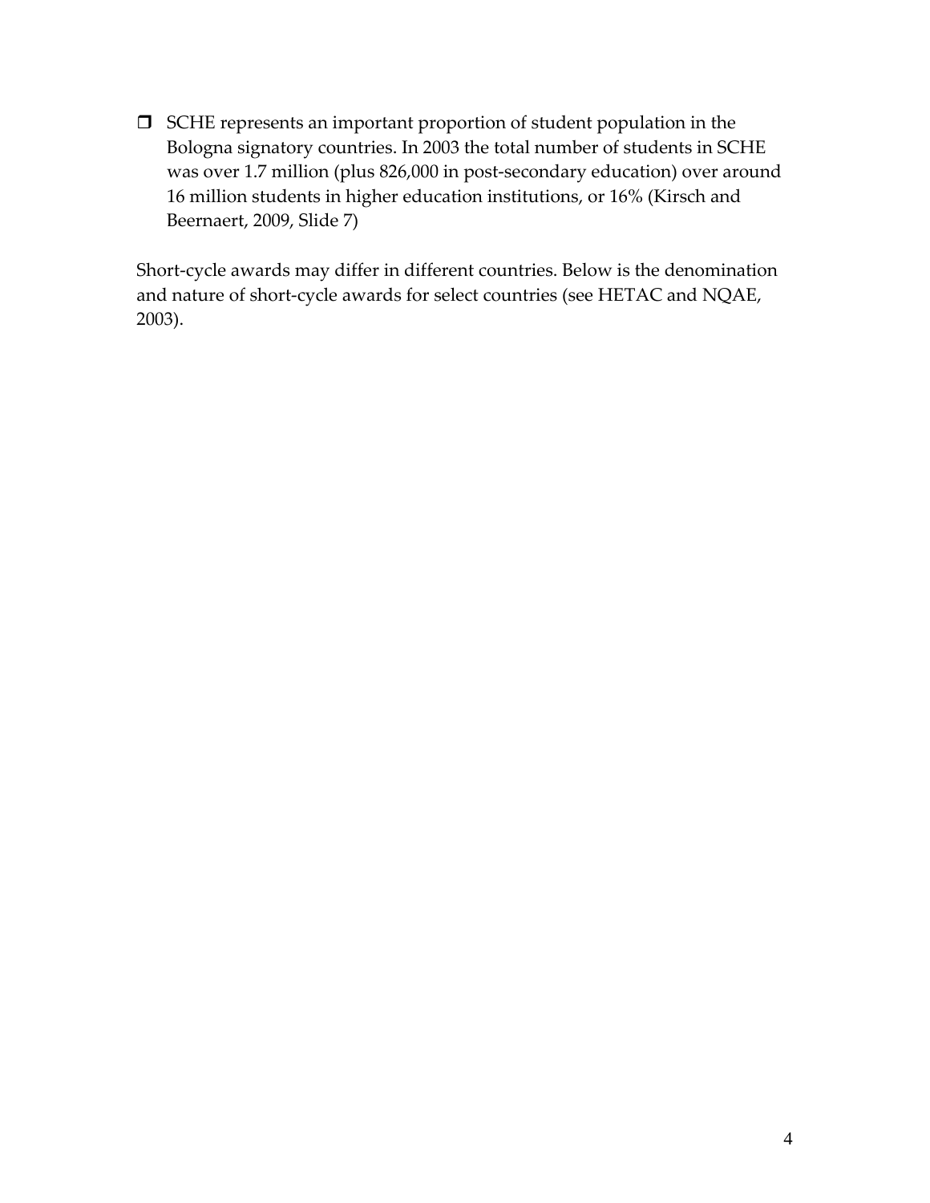- SCHE represents an important proportion of student population in the Bologna signatory countries. In 2003 the total number of students in SCHE was over 1.7 million (plus 826,000 in post-secondary education) over around 16 million students in higher education institutions, or 16% (Kirsch and Beernaert, 2009, Slide 7)

Short-cycle awards may differ in different countries. Below is the denomination and nature of short-cycle awards for select countries (see HETAC and NQAE, 2003).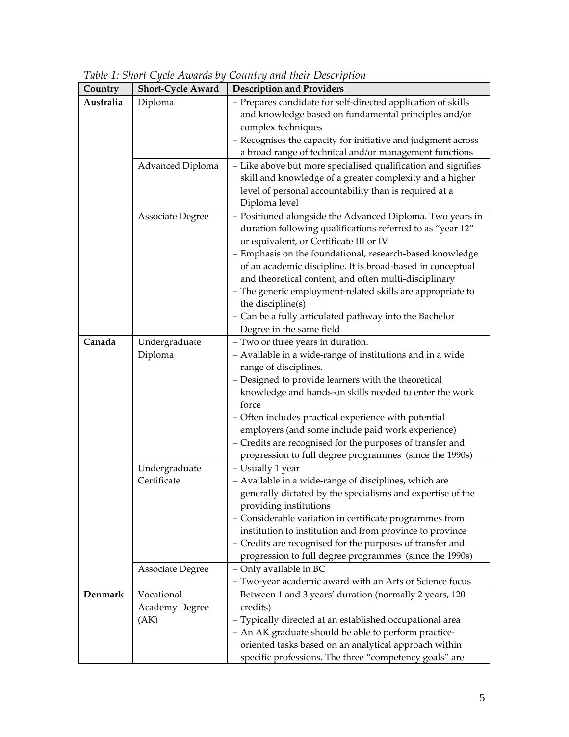*Table 1: Short Cycle Awards by Country and their Description*

| Country | Short-Cycle Award | Description and Providers |
|---|---|---|
| **Australia** | Diploma | – Prepares candidate for self-directed application of skills and knowledge based on fundamental principles and/or complex techniques<br>– Recognises the capacity for initiative and judgment across a broad range of technical and/or management functions |
| | Advanced Diploma | – Like above but more specialised qualification and signifies skill and knowledge of a greater complexity and a higher level of personal accountability than is required at a Diploma level |
| | Associate Degree | – Positioned alongside the Advanced Diploma. Two years in duration following qualifications referred to as "year 12" or equivalent, or Certificate III or IV<br>– Emphasis on the foundational, research-based knowledge of an academic discipline. It is broad-based in conceptual and theoretical content, and often multi-disciplinary<br>– The generic employment-related skills are appropriate to the discipline(s)<br>– Can be a fully articulated pathway into the Bachelor Degree in the same field |
| **Canada** | Undergraduate Diploma | – Two or three years in duration.<br>– Available in a wide-range of institutions and in a wide range of disciplines.<br>– Designed to provide learners with the theoretical knowledge and hands-on skills needed to enter the work force<br>– Often includes practical experience with potential employers (and some include paid work experience)<br>– Credits are recognised for the purposes of transfer and progression to full degree programmes (since the 1990s) |
| | Undergraduate Certificate | – Usually 1 year<br>– Available in a wide-range of disciplines, which are generally dictated by the specialisms and expertise of the providing institutions<br>– Considerable variation in certificate programmes from institution to institution and from province to province<br>– Credits are recognised for the purposes of transfer and progression to full degree programmes (since the 1990s) |
| | Associate Degree | – Only available in BC<br>– Two-year academic award with an Arts or Science focus |
| **Denmark** | Vocational Academy Degree (AK) | – Between 1 and 3 years' duration (normally 2 years, 120 credits)<br>– Typically directed at an established occupational area<br>– An AK graduate should be able to perform practice-oriented tasks based on an analytical approach within specific professions. The three "competency goals" are |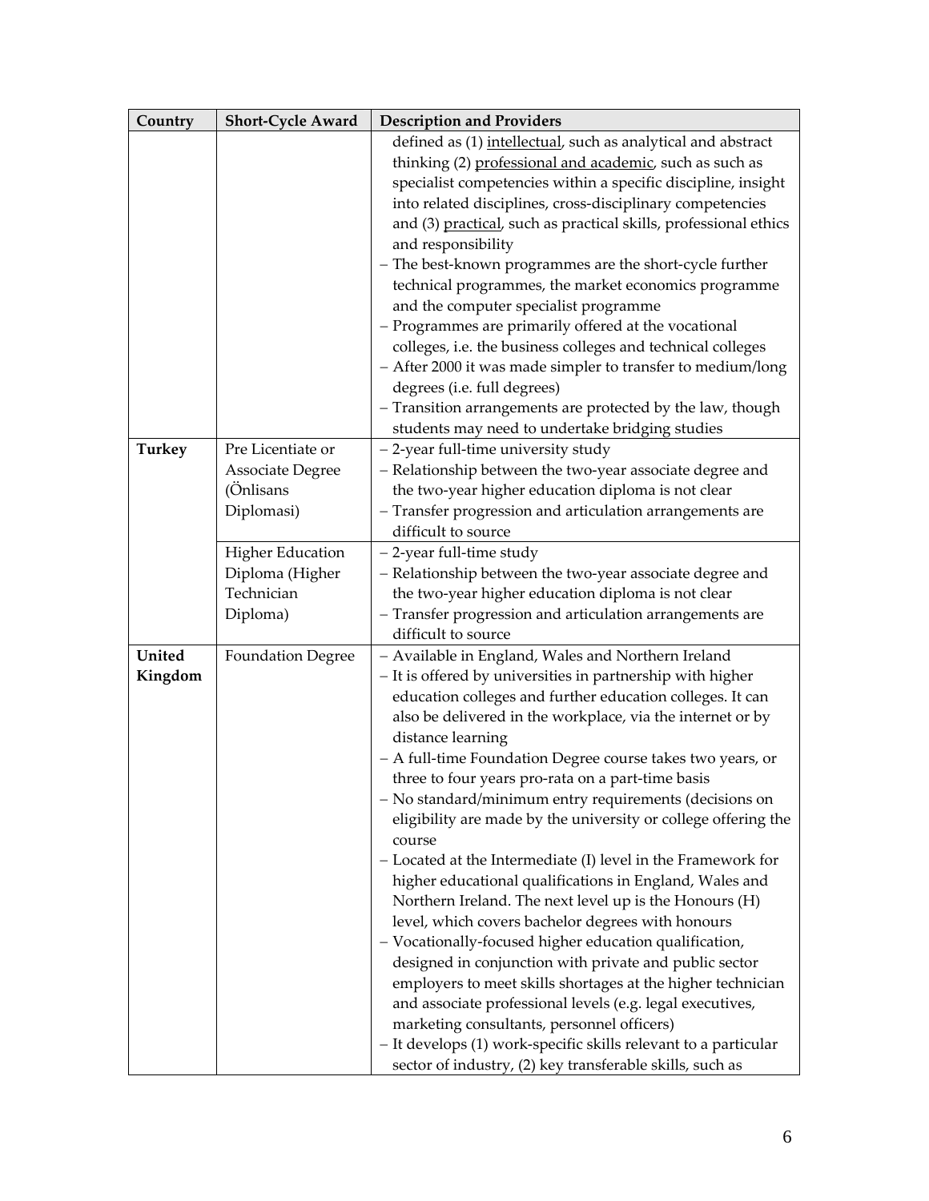| Country | Short-Cycle Award | Description and Providers |
|---|---|---|
| | | defined as (1) intellectual, such as analytical and abstract thinking (2) professional and academic, such as such as specialist competencies within a specific discipline, insight into related disciplines, cross-disciplinary competencies and (3) practical, such as practical skills, professional ethics and responsibility<br>– The best-known programmes are the short-cycle further technical programmes, the market economics programme and the computer specialist programme<br>– Programmes are primarily offered at the vocational colleges, i.e. the business colleges and technical colleges<br>– After 2000 it was made simpler to transfer to medium/long degrees (i.e. full degrees)<br>– Transition arrangements are protected by the law, though students may need to undertake bridging studies |
| **Turkey** | Pre Licentiate or Associate Degree (Önlisans Diplomasi) | – 2-year full-time university study<br>– Relationship between the two-year associate degree and the two-year higher education diploma is not clear<br>– Transfer progression and articulation arrangements are difficult to source |
| | Higher Education Diploma (Higher Technician Diploma) | – 2-year full-time study<br>– Relationship between the two-year associate degree and the two-year higher education diploma is not clear<br>– Transfer progression and articulation arrangements are difficult to source |
| **United Kingdom** | Foundation Degree | – Available in England, Wales and Northern Ireland<br>– It is offered by universities in partnership with higher education colleges and further education colleges. It can also be delivered in the workplace, via the internet or by distance learning<br>– A full-time Foundation Degree course takes two years, or three to four years pro-rata on a part-time basis<br>– No standard/minimum entry requirements (decisions on eligibility are made by the university or college offering the course<br>– Located at the Intermediate (I) level in the Framework for higher educational qualifications in England, Wales and Northern Ireland. The next level up is the Honours (H) level, which covers bachelor degrees with Honours<br>– Vocationally-focused higher education qualification, designed in conjunction with private and public sector employers to meet skills shortages at the higher technician and associate professional levels (e.g. legal executives, marketing consultants, personnel officers)<br>– It develops (1) work-specific skills relevant to a particular sector of industry, (2) key transferable skills, such as |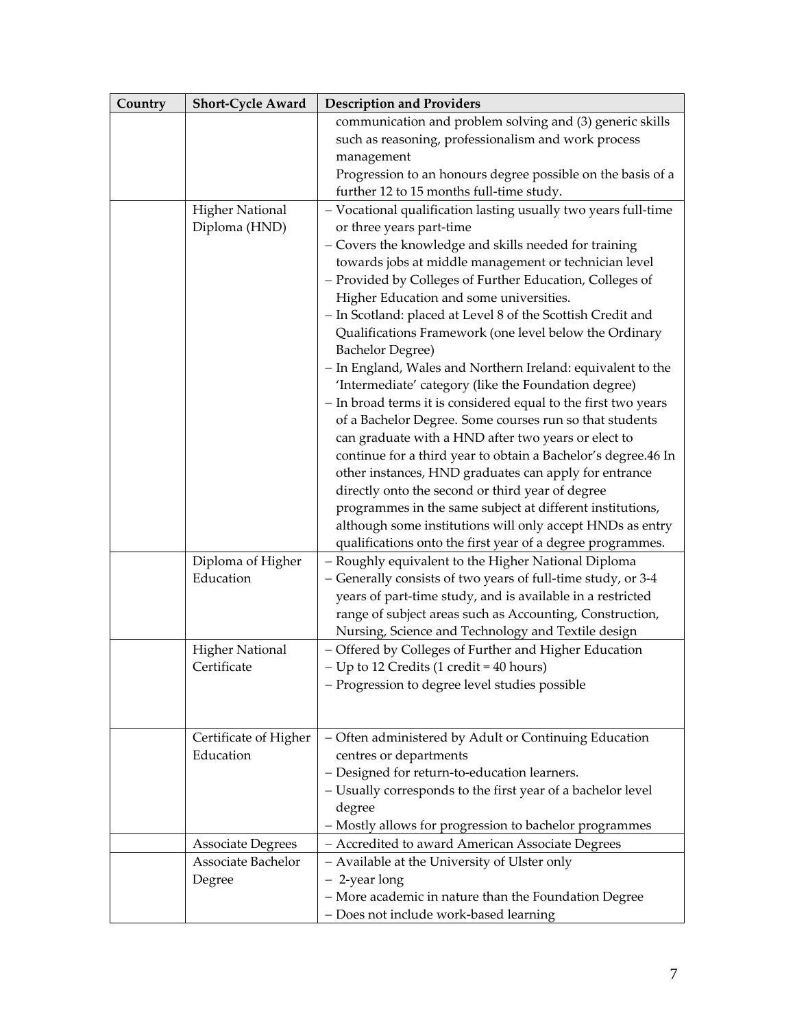| Country | Short-Cycle Award | Description and Providers |
| --- | --- | --- |
| | | communication and problem solving and (3) generic skills such as reasoning, professionalism and work process management<br>Progression to an honours degree possible on the basis of a further 12 to 15 months full-time study. |
| | Higher National Diploma (HND) | – Vocational qualification lasting usually two years full-time or three years part-time<br>– Covers the knowledge and skills needed for training towards jobs at middle management or technician level<br>– Provided by Colleges of Further Education, Colleges of Higher Education and some universities.<br>– In Scotland: placed at Level 8 of the Scottish Credit and Qualifications Framework (one level below the Ordinary Bachelor Degree)<br>– In England, Wales and Northern Ireland: equivalent to the 'Intermediate' category (like the Foundation degree)<br>– In broad terms it is considered equal to the first two years of a Bachelor Degree. Some courses run so that students can graduate with a HND after two years or elect to continue for a third year to obtain a Bachelor's degree.46 In other instances, HND graduates can apply for entrance directly onto the second or third year of degree programmes in the same subject at different institutions, although some institutions will only accept HNDs as entry qualifications onto the first year of a degree programmes. |
| | Diploma of Higher Education | – Roughly equivalent to the Higher National Diploma<br>– Generally consists of two years of full-time study, or 3-4 years of part-time study, and is available in a restricted range of subject areas such as Accounting, Construction, Nursing, Science and Technology and Textile design |
| | Higher National Certificate | – Offered by Colleges of Further and Higher Education<br>– Up to 12 Credits (1 credit = 40 hours)<br>– Progression to degree level studies possible |
| | Certificate of Higher Education | – Often administered by Adult or Continuing Education centres or departments<br>– Designed for return-to-education learners.<br>– Usually corresponds to the first year of a bachelor level degree<br>– Mostly allows for progression to bachelor programmes |
| | Associate Degrees | – Accredited to award American Associate Degrees |
| | Associate Bachelor Degree | – Available at the University of Ulster only<br>– 2-year long<br>– More academic in nature than the Foundation Degree<br>– Does not include work-based learning |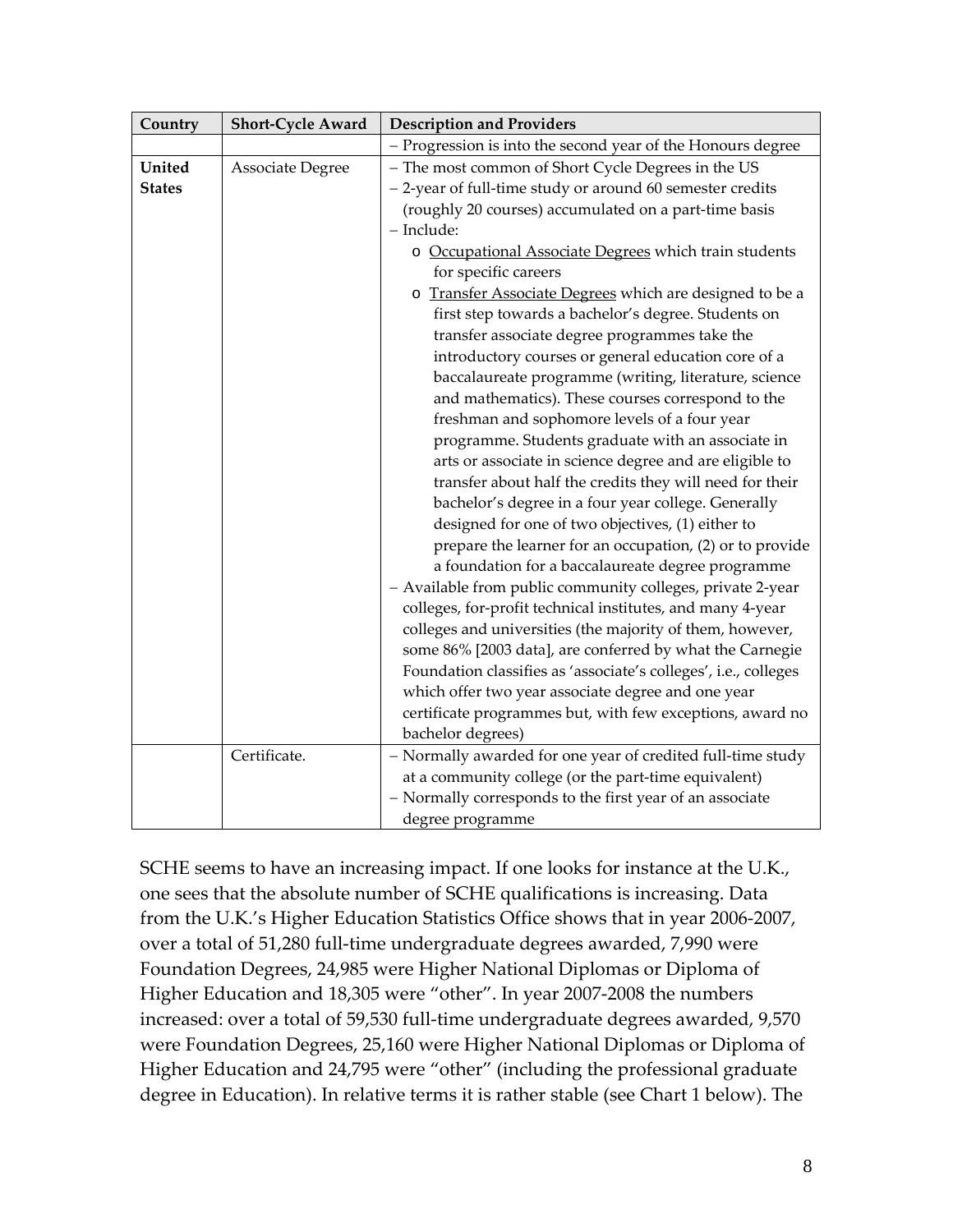| Country | Short-Cycle Award | Description and Providers |
|---|---|---|
| | | – Progression is into the second year of the Honours degree |
| **United States** | Associate Degree | – The most common of Short Cycle Degrees in the US<br>– 2-year of full-time study or around 60 semester credits (roughly 20 courses) accumulated on a part-time basis<br>– Include:<br>o Occupational Associate Degrees which train students for specific careers<br>o Transfer Associate Degrees which are designed to be a first step towards a bachelor's degree. Students on transfer associate degree programmes take the introductory courses or general education core of a baccalaureate programme (writing, literature, science and mathematics). These courses correspond to the freshman and sophomore levels of a four year programme. Students graduate with an associate in arts or associate in science degree and are eligible to transfer about half the credits they will need for their bachelor's degree in a four year college. Generally designed for one of two objectives, (1) either to prepare the learner for an occupation, (2) or to provide a foundation for a baccalaureate degree programme<br>– Available from public community colleges, private 2-year colleges, for-profit technical institutes, and many 4-year colleges and universities (the majority of them, however, some 86% [2003 data], are conferred by what the Carnegie Foundation classifies as 'associate's colleges', i.e., colleges which offer two year associate degree and one year certificate programmes but, with few exceptions, award no bachelor degrees) |
| | Certificate. | – Normally awarded for one year of credited full-time study at a community college (or the part-time equivalent)<br>– Normally corresponds to the first year of an associate degree programme |

SCHE seems to have an increasing impact. If one looks for instance at the U.K., one sees that the absolute number of SCHE qualifications is increasing. Data from the U.K.'s Higher Education Statistics Office shows that in year 2006-2007, over a total of 51,280 full-time undergraduate degrees awarded, 7,990 were Foundation Degrees, 24,985 were Higher National Diplomas or Diploma of Higher Education and 18,305 were "other". In year 2007-2008 the numbers increased: over a total of 59,530 full-time undergraduate degrees awarded, 9,570 were Foundation Degrees, 25,160 were Higher National Diplomas or Diploma of Higher Education and 24,795 were "other" (including the professional graduate degree in Education). In relative terms it is rather stable (see Chart 1 below). The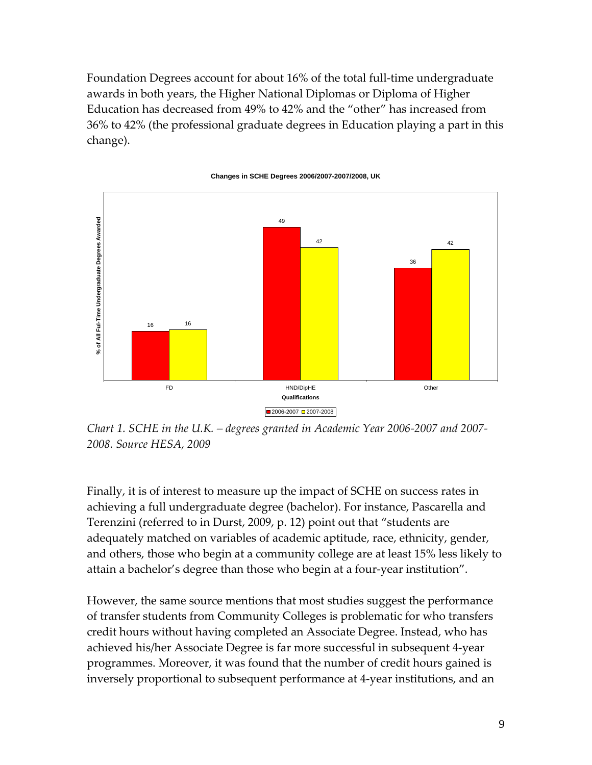Foundation Degrees account for about 16% of the total full-time undergraduate awards in both years, the Higher National Diplomas or Diploma of Higher Education has decreased from 49% to 42% and the "other" has increased from 36% to 42% (the professional graduate degrees in Education playing a part in this change).

**Changes in SCHE Degrees 2006/2007-2007/2008, UK**

| Qualifications | 2006-2007 | 2007-2008 |
| --- | --- | --- |
| FD | 16 | 16 |
| HND/DipHE | 49 | 42 |
| Other | 36 | 42 |

*% of All Ful-Time Undergraduate Degrees Awarded*

*Chart 1. SCHE in the U.K. – degrees granted in Academic Year 2006-2007 and 2007-2008. Source HESA, 2009*

Finally, it is of interest to measure up the impact of SCHE on success rates in achieving a full undergraduate degree (bachelor). For instance, Pascarella and Terenzini (referred to in Durst, 2009, p. 12) point out that "students are adequately matched on variables of academic aptitude, race, ethnicity, gender, and others, those who begin at a community college are at least 15% less likely to attain a bachelor's degree than those who begin at a four-year institution".

However, the same source mentions that most studies suggest the performance of transfer students from Community Colleges is problematic for who transfers credit hours without having completed an Associate Degree. Instead, who has achieved his/her Associate Degree is far more successful in subsequent 4-year programmes. Moreover, it was found that the number of credit hours gained is inversely proportional to subsequent performance at 4-year institutions, and an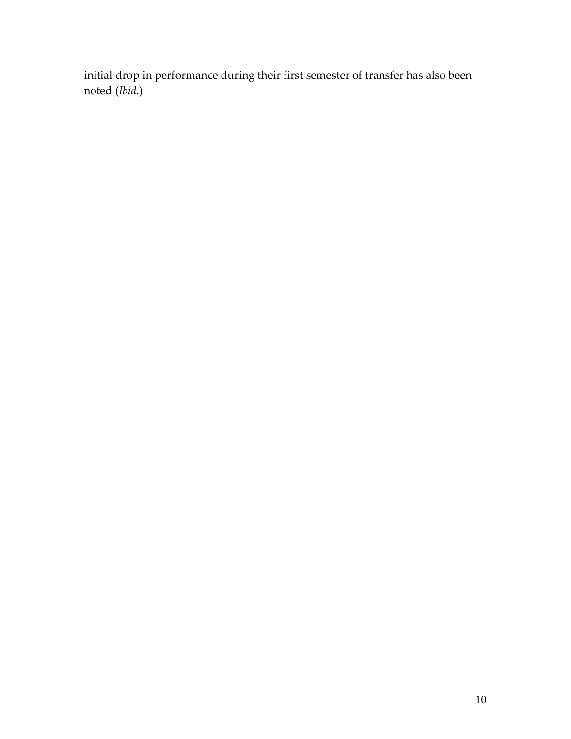initial drop in performance during their first semester of transfer has also been noted (*Ibid*.)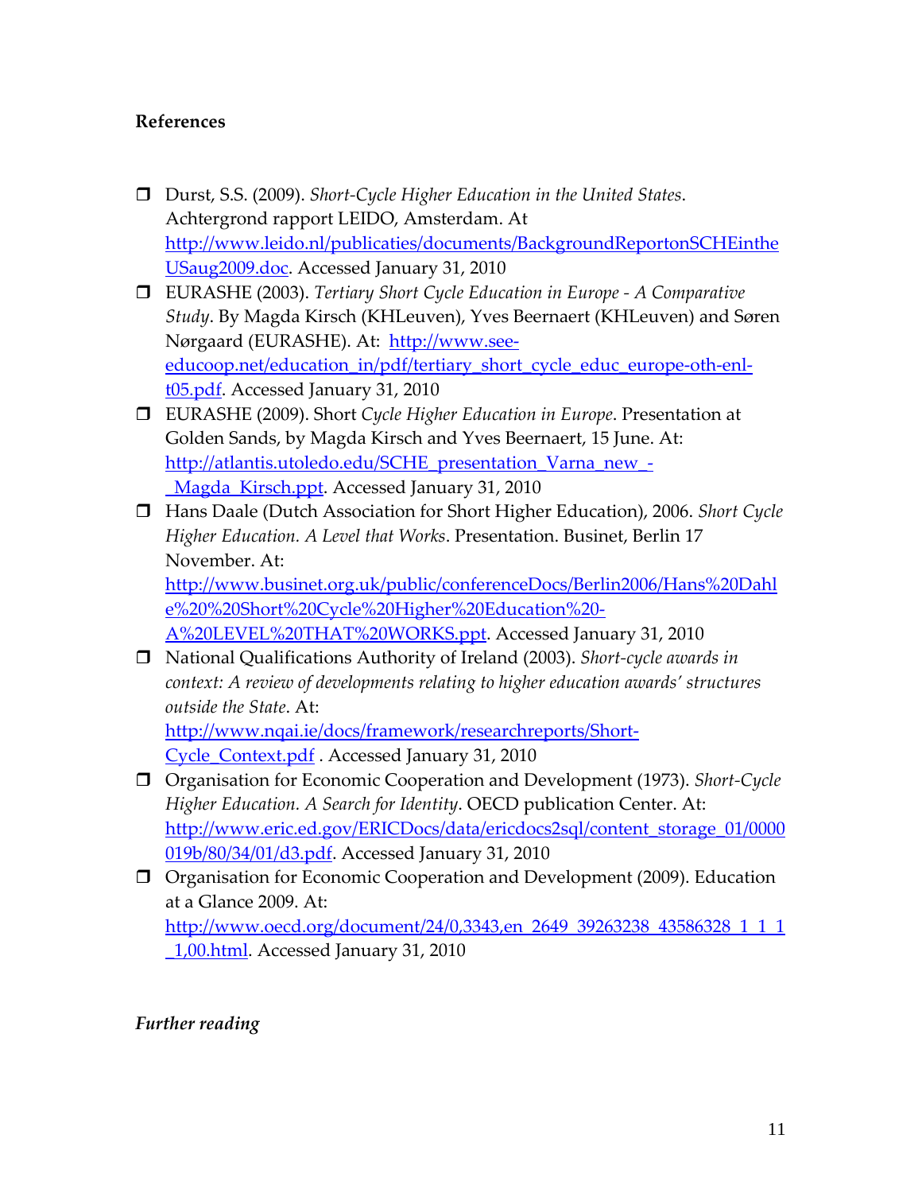**References**

- Durst, S.S. (2009). *Short-Cycle Higher Education in the United States*. Achtergrond rapport LEIDO, Amsterdam. At http://www.leido.nl/publicaties/documents/BackgroundReportonSCHEintheUSaug2009.doc. Accessed January 31, 2010
- EURASHE (2003). *Tertiary Short Cycle Education in Europe - A Comparative Study*. By Magda Kirsch (KHLeuven), Yves Beernaert (KHLeuven) and Søren Nørgaard (EURASHE). At: http://www.see-educoop.net/education_in/pdf/tertiary_short_cycle_educ_europe-oth-enl-t05.pdf. Accessed January 31, 2010
- EURASHE (2009). Short *Cycle Higher Education in Europe*. Presentation at Golden Sands, by Magda Kirsch and Yves Beernaert, 15 June. At: http://atlantis.utoledo.edu/SCHE_presentation_Varna_new_-_Magda_Kirsch.ppt. Accessed January 31, 2010
- Hans Daale (Dutch Association for Short Higher Education), 2006. *Short Cycle Higher Education. A Level that Works*. Presentation. Businet, Berlin 17 November. At: http://www.businet.org.uk/public/conferenceDocs/Berlin2006/Hans%20Dahle%20%20Short%20Cycle%20Higher%20Education%20-A%20LEVEL%20THAT%20WORKS.ppt. Accessed January 31, 2010
- National Qualifications Authority of Ireland (2003). *Short-cycle awards in context: A review of developments relating to higher education awards' structures outside the State*. At: http://www.nqai.ie/docs/framework/researchreports/Short-Cycle_Context.pdf . Accessed January 31, 2010
- Organisation for Economic Cooperation and Development (1973). *Short-Cycle Higher Education. A Search for Identity*. OECD publication Center. At: http://www.eric.ed.gov/ERICDocs/data/ericdocs2sql/content_storage_01/0000019b/80/34/01/d3.pdf. Accessed January 31, 2010
- Organisation for Economic Cooperation and Development (2009). Education at a Glance 2009. At: http://www.oecd.org/document/24/0,3343,en_2649_39263238_43586328_1_1_1_1,00.html. Accessed January 31, 2010

***Further reading***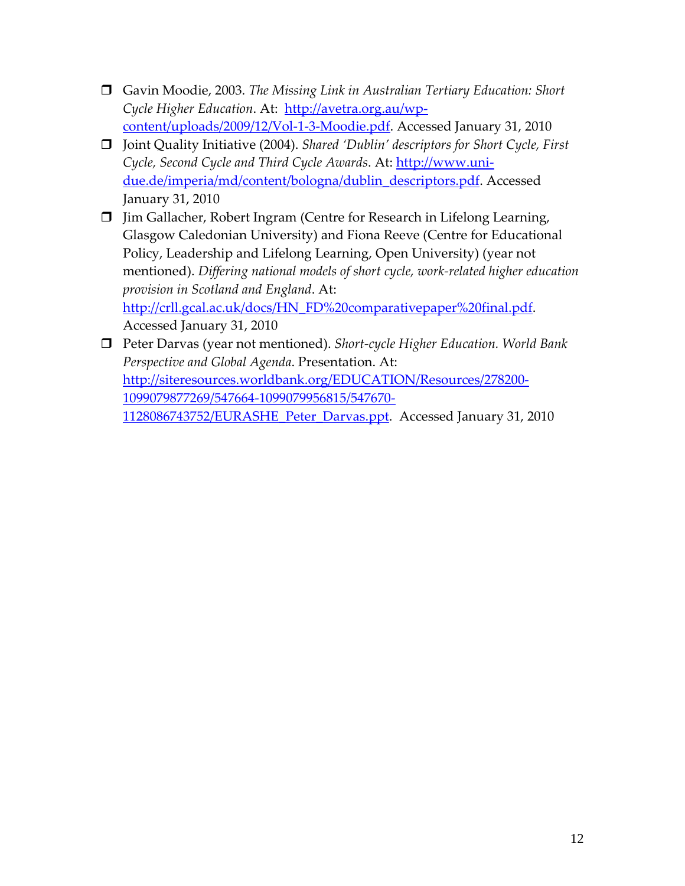- Gavin Moodie, 2003. *The Missing Link in Australian Tertiary Education: Short Cycle Higher Education*. At: [http://avetra.org.au/wp-content/uploads/2009/12/Vol-1-3-Moodie.pdf](http://avetra.org.au/wp-content/uploads/2009/12/Vol-1-3-Moodie.pdf). Accessed January 31, 2010
- Joint Quality Initiative (2004). *Shared 'Dublin' descriptors for Short Cycle, First Cycle, Second Cycle and Third Cycle Awards*. At: [http://www.uni-due.de/imperia/md/content/bologna/dublin_descriptors.pdf](http://www.uni-due.de/imperia/md/content/bologna/dublin_descriptors.pdf). Accessed January 31, 2010
- Jim Gallacher, Robert Ingram (Centre for Research in Lifelong Learning, Glasgow Caledonian University) and Fiona Reeve (Centre for Educational Policy, Leadership and Lifelong Learning, Open University) (year not mentioned). *Differing national models of short cycle, work-related higher education provision in Scotland and England*. At: [http://crll.gcal.ac.uk/docs/HN_FD%20comparativepaper%20final.pdf](http://crll.gcal.ac.uk/docs/HN_FD%20comparativepaper%20final.pdf). Accessed January 31, 2010
- Peter Darvas (year not mentioned). *Short-cycle Higher Education. World Bank Perspective and Global Agenda*. Presentation. At: [http://siteresources.worldbank.org/EDUCATION/Resources/278200-1099079877269/547664-1099079956815/547670-1128086743752/EURASHE_Peter_Darvas.ppt](http://siteresources.worldbank.org/EDUCATION/Resources/278200-1099079877269/547664-1099079956815/547670-1128086743752/EURASHE_Peter_Darvas.ppt). Accessed January 31, 2010